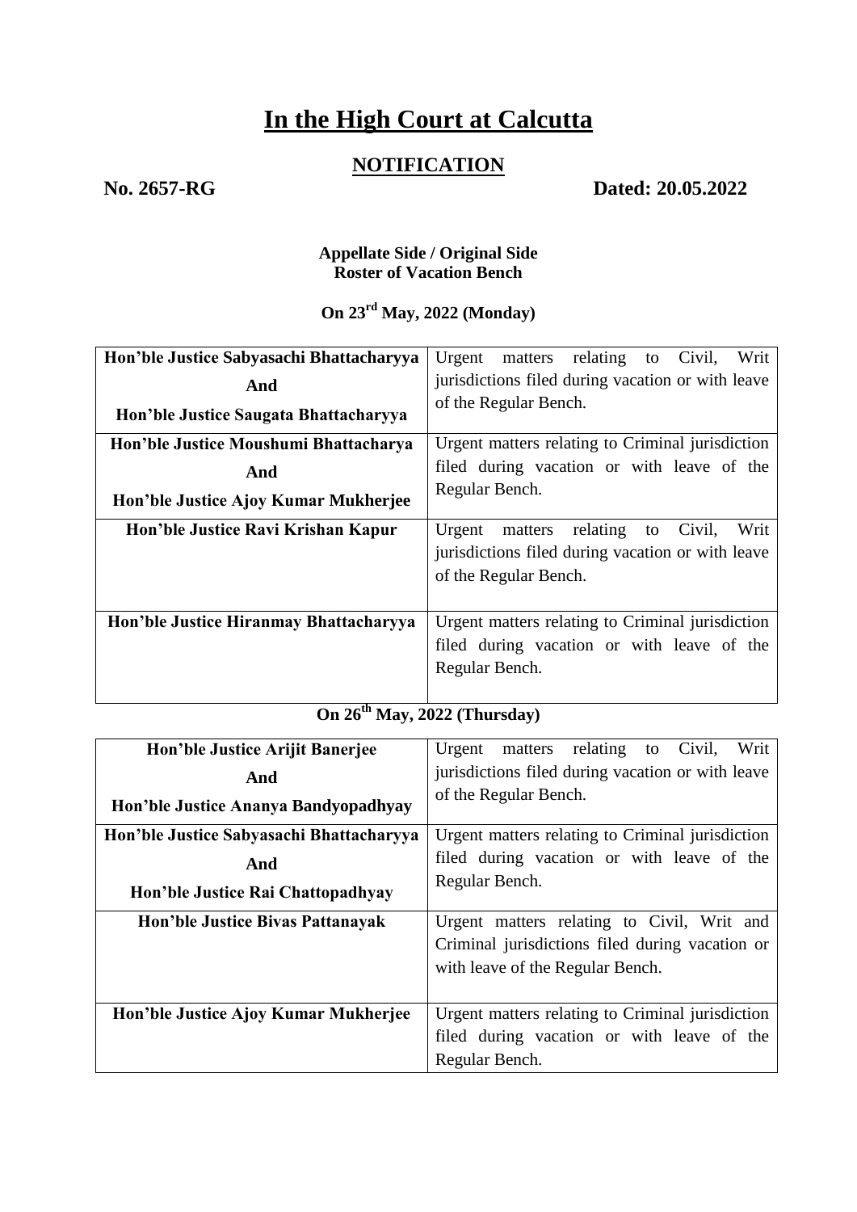# In the High Court at Calcutta

## NOTIFICATION

**No. 2657-RG** **Dated: 20.05.2022**

**Appellate Side / Original Side**
**Roster of Vacation Bench**

### On 23rd May, 2022 (Monday)

| | |
|---|---|
| **Hon'ble Justice Sabyasachi Bhattacharyya And Hon'ble Justice Saugata Bhattacharyya** | Urgent matters relating to Civil, Writ jurisdictions filed during vacation or with leave of the Regular Bench. |
| **Hon'ble Justice Moushumi Bhattacharya And Hon'ble Justice Ajoy Kumar Mukherjee** | Urgent matters relating to Criminal jurisdiction filed during vacation or with leave of the Regular Bench. |
| **Hon'ble Justice Ravi Krishan Kapur** | Urgent matters relating to Civil, Writ jurisdictions filed during vacation or with leave of the Regular Bench. |
| **Hon'ble Justice Hiranmay Bhattacharyya** | Urgent matters relating to Criminal jurisdiction filed during vacation or with leave of the Regular Bench. |

### On 26th May, 2022 (Thursday)

| | |
|---|---|
| **Hon'ble Justice Arijit Banerjee And Hon'ble Justice Ananya Bandyopadhyay** | Urgent matters relating to Civil, Writ jurisdictions filed during vacation or with leave of the Regular Bench. |
| **Hon'ble Justice Sabyasachi Bhattacharyya And Hon'ble Justice Rai Chattopadhyay** | Urgent matters relating to Criminal jurisdiction filed during vacation or with leave of the Regular Bench. |
| **Hon'ble Justice Bivas Pattanayak** | Urgent matters relating to Civil, Writ and Criminal jurisdictions filed during vacation or with leave of the Regular Bench. |
| **Hon'ble Justice Ajoy Kumar Mukherjee** | Urgent matters relating to Criminal jurisdiction filed during vacation or with leave of the Regular Bench. |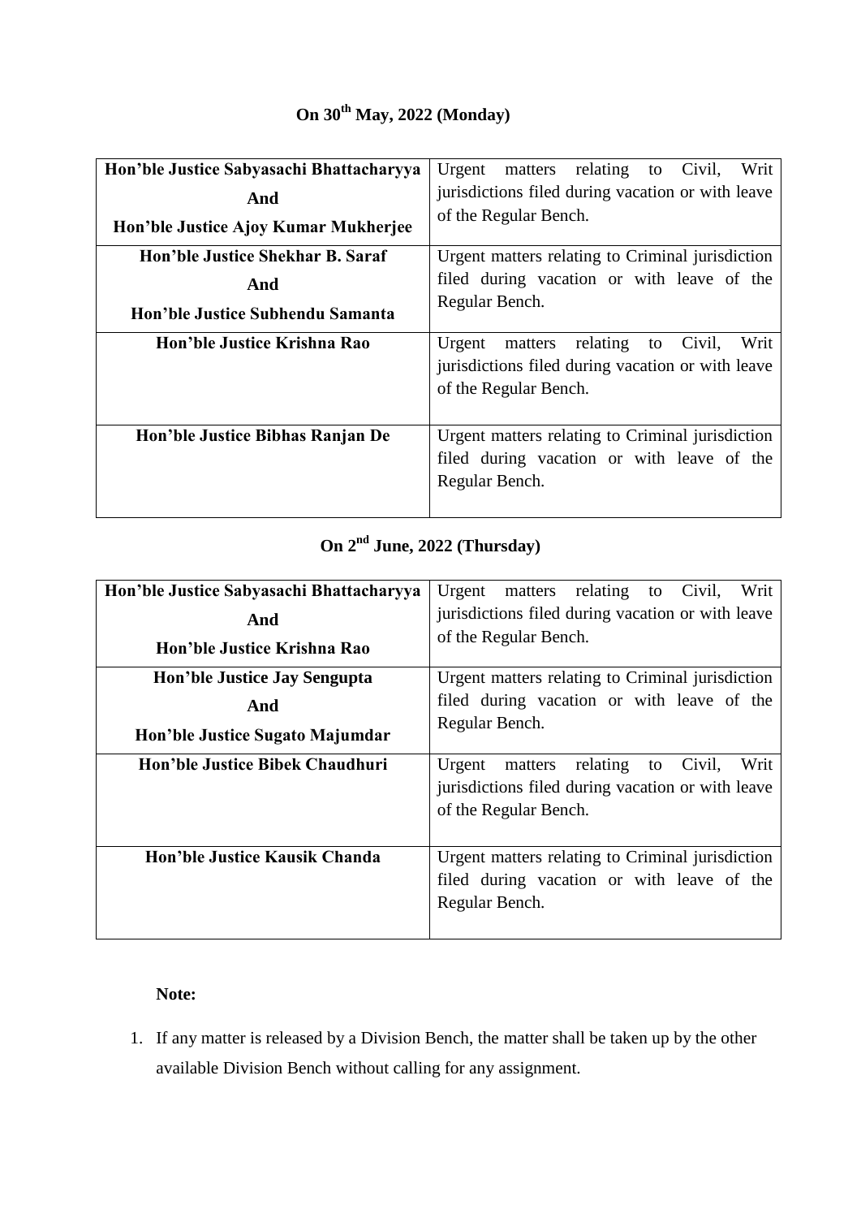**On 30th May, 2022 (Monday)**

| | |
|---|---|
| **Hon'ble Justice Sabyasachi Bhattacharyya And Hon'ble Justice Ajoy Kumar Mukherjee** | Urgent matters relating to Civil, Writ jurisdictions filed during vacation or with leave of the Regular Bench. |
| **Hon'ble Justice Shekhar B. Saraf And Hon'ble Justice Subhendu Samanta** | Urgent matters relating to Criminal jurisdiction filed during vacation or with leave of the Regular Bench. |
| **Hon'ble Justice Krishna Rao** | Urgent matters relating to Civil, Writ jurisdictions filed during vacation or with leave of the Regular Bench. |
| **Hon'ble Justice Bibhas Ranjan De** | Urgent matters relating to Criminal jurisdiction filed during vacation or with leave of the Regular Bench. |

**On 2nd June, 2022 (Thursday)**

| | |
|---|---|
| **Hon'ble Justice Sabyasachi Bhattacharyya And Hon'ble Justice Krishna Rao** | Urgent matters relating to Civil, Writ jurisdictions filed during vacation or with leave of the Regular Bench. |
| **Hon'ble Justice Jay Sengupta And Hon'ble Justice Sugato Majumdar** | Urgent matters relating to Criminal jurisdiction filed during vacation or with leave of the Regular Bench. |
| **Hon'ble Justice Bibek Chaudhuri** | Urgent matters relating to Civil, Writ jurisdictions filed during vacation or with leave of the Regular Bench. |
| **Hon'ble Justice Kausik Chanda** | Urgent matters relating to Criminal jurisdiction filed during vacation or with leave of the Regular Bench. |

**Note:**

1. If any matter is released by a Division Bench, the matter shall be taken up by the other available Division Bench without calling for any assignment.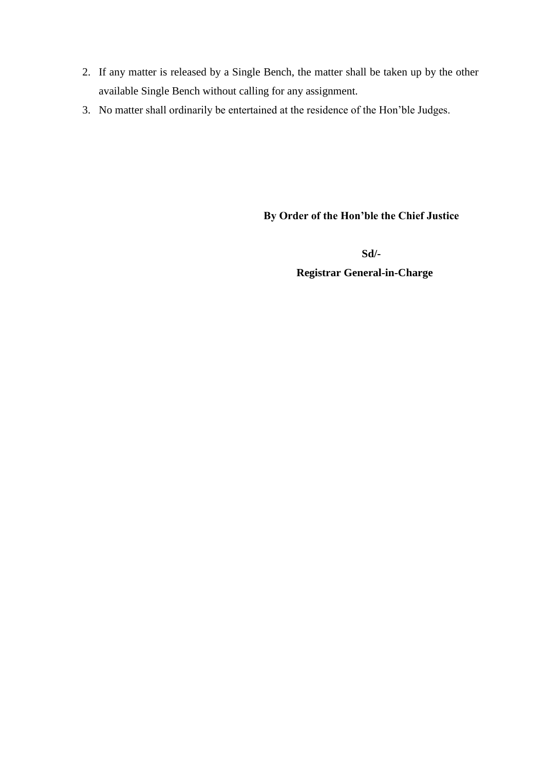2. If any matter is released by a Single Bench, the matter shall be taken up by the other available Single Bench without calling for any assignment.
3. No matter shall ordinarily be entertained at the residence of the Hon'ble Judges.

**By Order of the Hon'ble the Chief Justice**

**Sd/-**

**Registrar General-in-Charge**